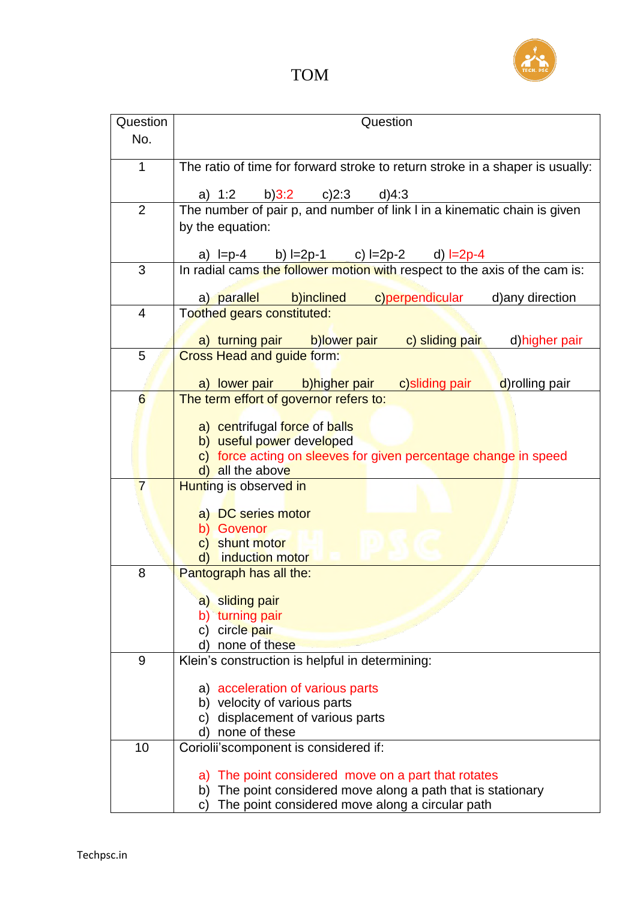# TOM

| Question No. | Question |
|---|---|
| 1 | The ratio of time for forward stroke to return stroke in a shaper is usually:<br><br>a) 1:2 b)3:2 c)2:3 d)4:3 |
| 2 | The number of pair p, and number of link l in a kinematic chain is given by the equation:<br><br>a) l=p-4 b) l=2p-1 c) l=2p-2 d) l=2p-4 |
| 3 | In radial cams the follower motion with respect to the axis of the cam is:<br><br>a) parallel b)inclined c)perpendicular d)any direction |
| 4 | Toothed gears constituted:<br><br>a) turning pair b)lower pair c) sliding pair d)higher pair |
| 5 | Cross Head and guide form:<br><br>a) lower pair b)higher pair c)sliding pair d)rolling pair |
| 6 | The term effort of governor refers to:<br><br>a) centrifugal force of balls<br>b) useful power developed<br>c) force acting on sleeves for given percentage change in speed<br>d) all the above |
| 7 | Hunting is observed in<br><br>a) DC series motor<br>b) Govenor<br>c) shunt motor<br>d) induction motor |
| 8 | Pantograph has all the:<br><br>a) sliding pair<br>b) turning pair<br>c) circle pair<br>d) none of these |
| 9 | Klein's construction is helpful in determining:<br><br>a) acceleration of various parts<br>b) velocity of various parts<br>c) displacement of various parts<br>d) none of these |
| 10 | Coriolii'scomponent is considered if:<br><br>a) The point considered move on a part that rotates<br>b) The point considered move along a path that is stationary<br>c) The point considered move along a circular path |

Techpsc.in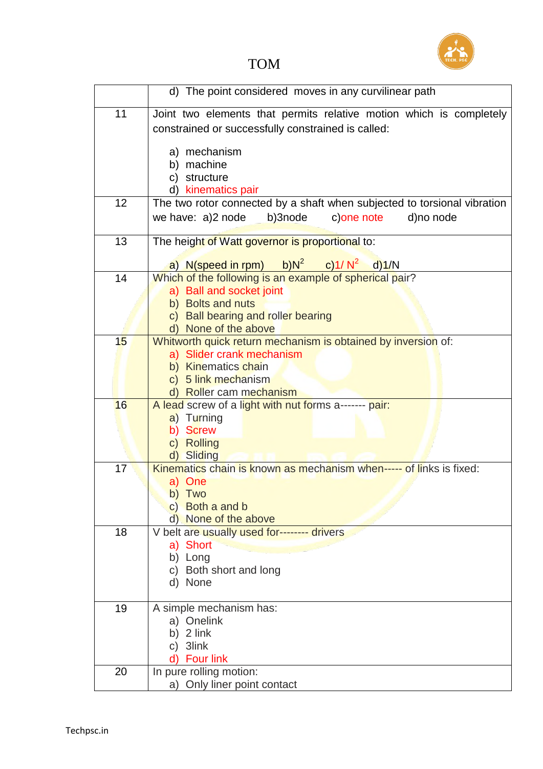| | |
|---|---|
| | d) The point considered moves in any curvilinear path |
| 11 | Joint two elements that permits relative motion which is completely constrained or successfully constrained is called:<br><br>a) mechanism<br>b) machine<br>c) structure<br>d) kinematics pair |
| 12 | The two rotor connected by a shaft when subjected to torsional vibration we have: a)2 node b)3node c)one note d)no node |
| 13 | The height of Watt governor is proportional to:<br><br>a) N(speed in rpm) b)$N^2$ c)$1/N^2$ d)1/N |
| 14 | Which of the following is an example of spherical pair?<br>a) Ball and socket joint<br>b) Bolts and nuts<br>c) Ball bearing and roller bearing<br>d) None of the above |
| 15 | Whitworth quick return mechanism is obtained by inversion of:<br>a) Slider crank mechanism<br>b) Kinematics chain<br>c) 5 link mechanism<br>d) Roller cam mechanism |
| 16 | A lead screw of a light with nut forms a------- pair:<br>a) Turning<br>b) Screw<br>c) Rolling<br>d) Sliding |
| 17 | Kinematics chain is known as mechanism when----- of links is fixed:<br>a) One<br>b) Two<br>c) Both a and b<br>d) None of the above |
| 18 | V belt are usually used for-------- drivers<br>a) Short<br>b) Long<br>c) Both short and long<br>d) None |
| 19 | A simple mechanism has:<br>a) Onelink<br>b) 2 link<br>c) 3link<br>d) Four link |
| 20 | In pure rolling motion:<br>a) Only liner point contact |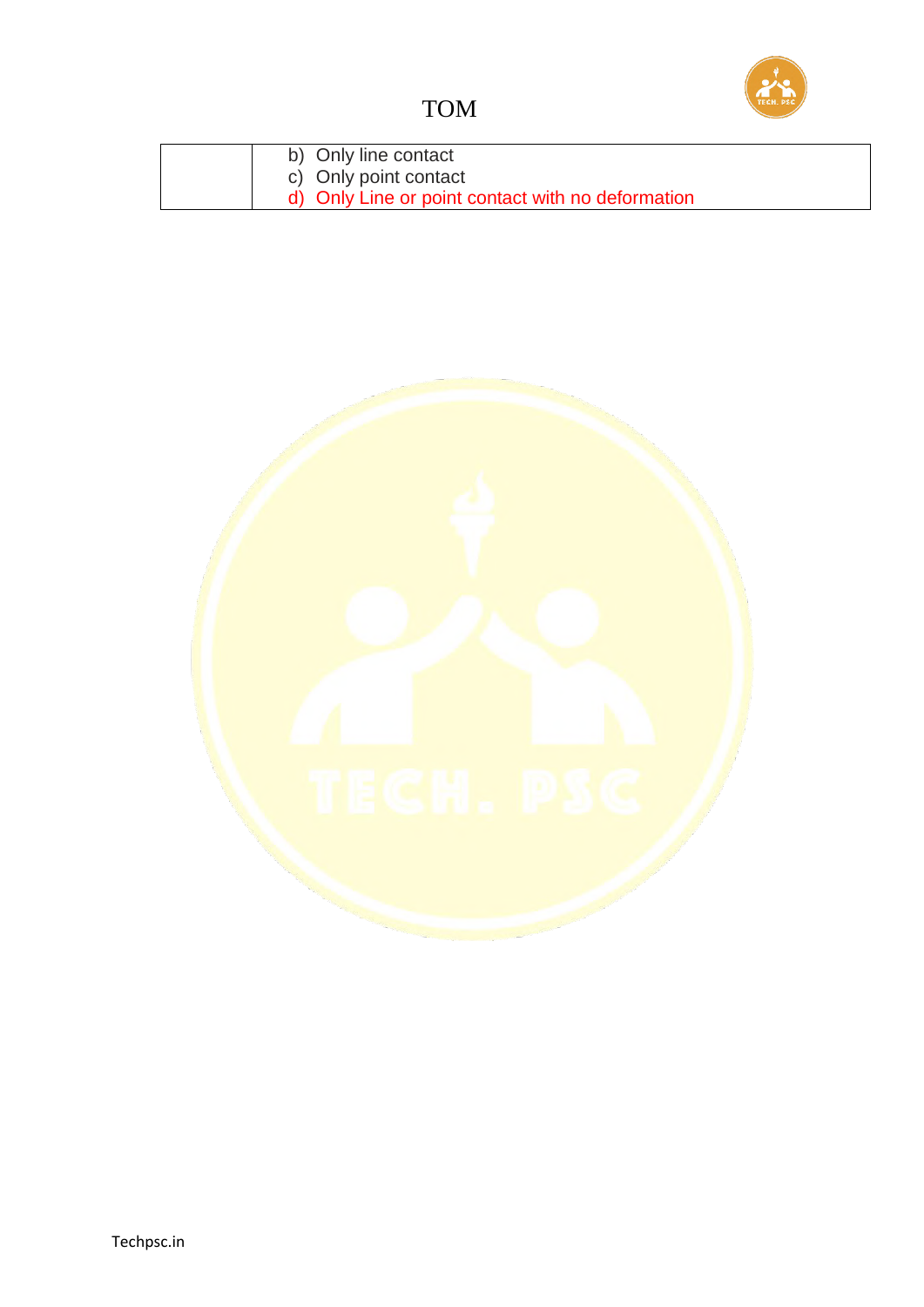| | |
|---|---|
| | b) Only line contact<br>c) Only point contact<br>d) Only Line or point contact with no deformation |